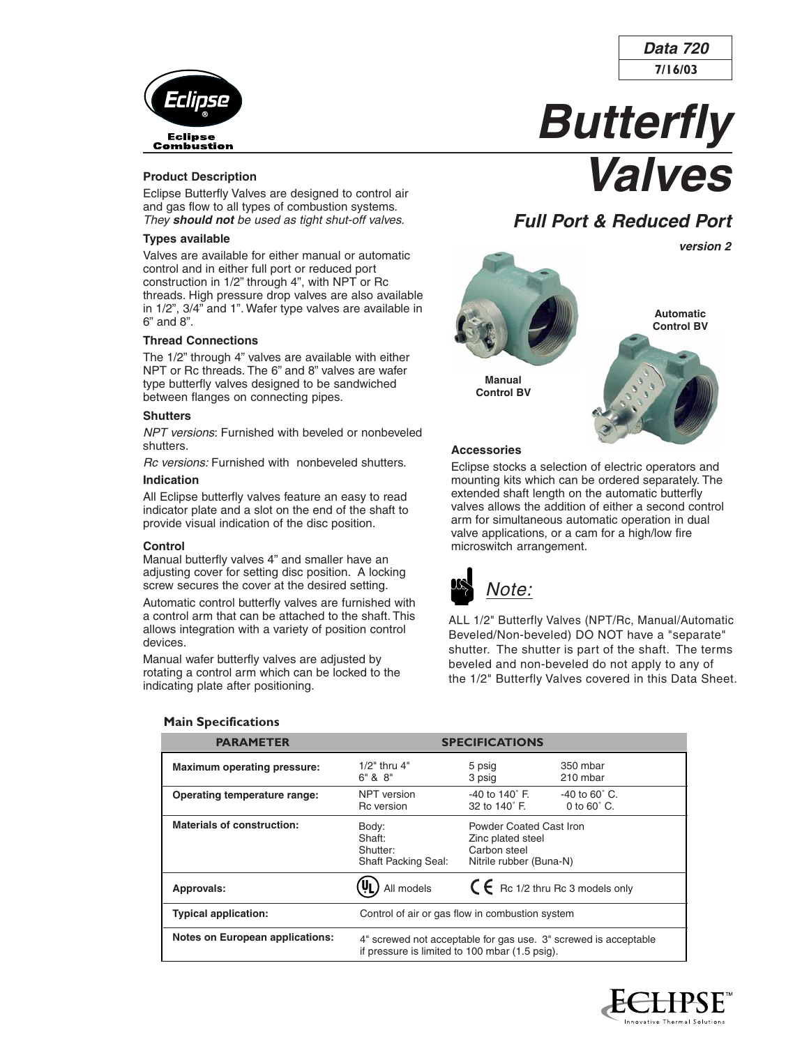Data 720
7/16/03

Eclipse Combustion

# Butterfly Valves

## Full Port & Reduced Port

*version 2*

### Product Description

Eclipse Butterfly Valves are designed to control air and gas flow to all types of combustion systems. *They **should not** be used as tight shut-off valves.*

### Types available

Valves are available for either manual or automatic control and in either full port or reduced port construction in 1/2" through 4", with NPT or Rc threads. High pressure drop valves are also available in 1/2", 3/4" and 1". Wafer type valves are available in 6" and 8".

### Thread Connections

The 1/2" through 4" valves are available with either NPT or Rc threads. The 6" and 8" valves are wafer type butterfly valves designed to be sandwiched between flanges on connecting pipes.

### Shutters

*NPT versions*: Furnished with beveled or nonbeveled shutters.

*Rc versions:* Furnished with nonbeveled shutters.

### Indication

All Eclipse butterfly valves feature an easy to read indicator plate and a slot on the end of the shaft to provide visual indication of the disc position.

### Control

Manual butterfly valves 4" and smaller have an adjusting cover for setting disc position. A locking screw secures the cover at the desired setting.

Automatic control butterfly valves are furnished with a control arm that can be attached to the shaft. This allows integration with a variety of position control devices.

Manual wafer butterfly valves are adjusted by rotating a control arm which can be locked to the indicating plate after positioning.

Manual Control BV

Automatic Control BV

### Accessories

Eclipse stocks a selection of electric operators and mounting kits which can be ordered separately. The extended shaft length on the automatic butterfly valves allows the addition of either a second control arm for simultaneous automatic operation in dual valve applications, or a cam for a high/low fire microswitch arrangement.

*Note:*

ALL 1/2" Butterfly Valves (NPT/Rc, Manual/Automatic Beveled/Non-beveled) DO NOT have a "separate" shutter. The shutter is part of the shaft. The terms beveled and non-beveled do not apply to any of the 1/2" Butterfly Valves covered in this Data Sheet.

### Main Specifications

| PARAMETER | SPECIFICATIONS | | |
|---|---|---|---|
| **Maximum operating pressure:** | 1/2" thru 4"<br>6" & 8" | 5 psig<br>3 psig | 350 mbar<br>210 mbar |
| **Operating temperature range:** | NPT version<br>Rc version | -40 to 140˚ F.<br>32 to 140˚ F. | -40 to 60˚ C.<br>0 to 60˚ C. |
| **Materials of construction:** | Body:<br>Shaft:<br>Shutter:<br>Shaft Packing Seal: | Powder Coated Cast Iron<br>Zinc plated steel<br>Carbon steel<br>Nitrile rubber (Buna-N) | |
| **Approvals:** | UL All models | CE Rc 1/2 thru Rc 3 models only | |
| **Typical application:** | Control of air or gas flow in combustion system | | |
| **Notes on European applications:** | 4" screwed not acceptable for gas use. 3" screwed is acceptable if pressure is limited to 100 mbar (1.5 psig). | | |

ECLIPSE™ Innovative Thermal Solutions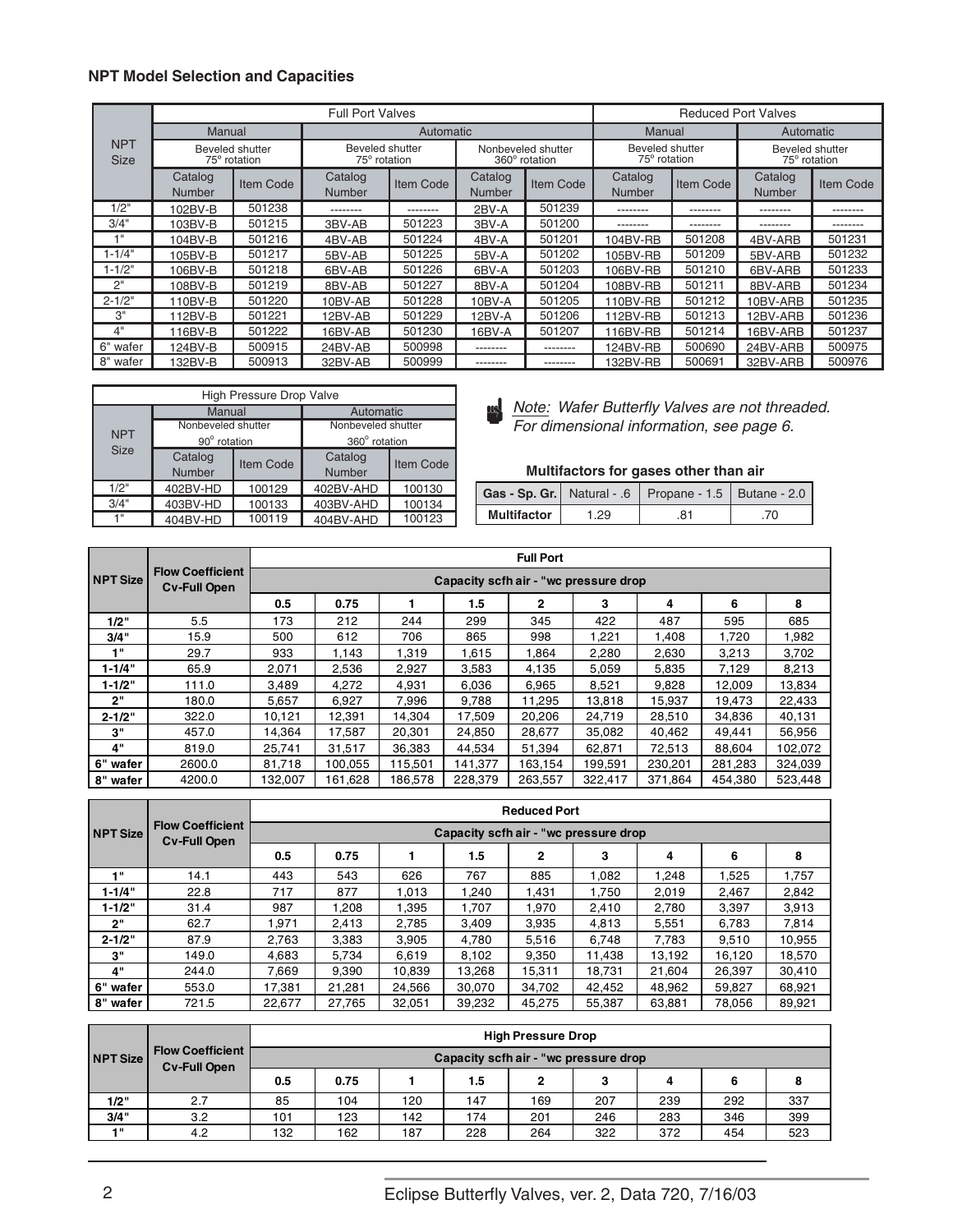### NPT Model Selection and Capacities

| NPT Size | Full Port Valves | | | | | | Reduced Port Valves | | | |
|---|---|---|---|---|---|---|---|---|---|---|
| | Manual | | Automatic | | | | Manual | | Automatic | |
| | Beveled shutter 75° rotation | | Beveled shutter 75° rotation | | Nonbeveled shutter 360° rotation | | Beveled shutter 75° rotation | | Beveled shutter 75° rotation | |
| | Catalog Number | Item Code | Catalog Number | Item Code | Catalog Number | Item Code | Catalog Number | Item Code | Catalog Number | Item Code |
| 1/2" | 102BV-B | 501238 | -------- | -------- | 2BV-A | 501239 | -------- | -------- | -------- | -------- |
| 3/4" | 103BV-B | 501215 | 3BV-AB | 501223 | 3BV-A | 501200 | -------- | -------- | -------- | -------- |
| 1" | 104BV-B | 501216 | 4BV-AB | 501224 | 4BV-A | 501201 | 104BV-RB | 501208 | 4BV-ARB | 501231 |
| 1-1/4" | 105BV-B | 501217 | 5BV-AB | 501225 | 5BV-A | 501202 | 105BV-RB | 501209 | 5BV-ARB | 501232 |
| 1-1/2" | 106BV-B | 501218 | 6BV-AB | 501226 | 6BV-A | 501203 | 106BV-RB | 501210 | 6BV-ARB | 501233 |
| 2" | 108BV-B | 501219 | 8BV-AB | 501227 | 8BV-A | 501204 | 108BV-RB | 501211 | 8BV-ARB | 501234 |
| 2-1/2" | 110BV-B | 501220 | 10BV-AB | 501228 | 10BV-A | 501205 | 110BV-RB | 501212 | 10BV-ARB | 501235 |
| 3" | 112BV-B | 501221 | 12BV-AB | 501229 | 12BV-A | 501206 | 112BV-RB | 501213 | 12BV-ARB | 501236 |
| 4" | 116BV-B | 501222 | 16BV-AB | 501230 | 16BV-A | 501207 | 116BV-RB | 501214 | 16BV-ARB | 501237 |
| 6" wafer | 124BV-B | 500915 | 24BV-AB | 500998 | -------- | -------- | 124BV-RB | 500690 | 24BV-ARB | 500975 |
| 8" wafer | 132BV-B | 500913 | 32BV-AB | 500999 | -------- | -------- | 132BV-RB | 500691 | 32BV-ARB | 500976 |

| NPT Size | High Pressure Drop Valve | | | |
|---|---|---|---|---|
| | Manual | | Automatic | |
| | Nonbeveled shutter 90° rotation | | Nonbeveled shutter 360° rotation | |
| | Catalog Number | Item Code | Catalog Number | Item Code |
| 1/2" | 402BV-HD | 100129 | 402BV-AHD | 100130 |
| 3/4" | 403BV-HD | 100133 | 403BV-AHD | 100134 |
| 1" | 404BV-HD | 100119 | 404BV-AHD | 100123 |

*Note: Wafer Butterfly Valves are not threaded. For dimensional information, see page 6.*

**Multifactors for gases other than air**

| Gas - Sp. Gr. | Natural - .6 | Propane - 1.5 | Butane - 2.0 |
|---|---|---|---|
| Multifactor | 1.29 | .81 | .70 |

| NPT Size | Flow Coefficient Cv-Full Open | Full Port | | | | | | | | |
|---|---|---|---|---|---|---|---|---|---|---|
| | | Capacity scfh air - "wc pressure drop | | | | | | | | |
| | | 0.5 | 0.75 | 1 | 1.5 | 2 | 3 | 4 | 6 | 8 |
| **1/2"** | 5.5 | 173 | 212 | 244 | 299 | 345 | 422 | 487 | 595 | 685 |
| **3/4"** | 15.9 | 500 | 612 | 706 | 865 | 998 | 1,221 | 1,408 | 1,720 | 1,982 |
| **1"** | 29.7 | 933 | 1,143 | 1,319 | 1,615 | 1,864 | 2,280 | 2,630 | 3,213 | 3,702 |
| **1-1/4"** | 65.9 | 2,071 | 2,536 | 2,927 | 3,583 | 4,135 | 5,059 | 5,835 | 7,129 | 8,213 |
| **1-1/2"** | 111.0 | 3,489 | 4,272 | 4,931 | 6,036 | 6,965 | 8,521 | 9,828 | 12,009 | 13,834 |
| **2"** | 180.0 | 5,657 | 6,927 | 7,996 | 9,788 | 11,295 | 13,818 | 15,937 | 19,473 | 22,433 |
| **2-1/2"** | 322.0 | 10,121 | 12,391 | 14,304 | 17,509 | 20,206 | 24,719 | 28,510 | 34,836 | 40,131 |
| **3"** | 457.0 | 14,364 | 17,587 | 20,301 | 24,850 | 28,677 | 35,082 | 40,462 | 49,441 | 56,956 |
| **4"** | 819.0 | 25,741 | 31,517 | 36,383 | 44,534 | 51,394 | 62,871 | 72,513 | 88,604 | 102,072 |
| **6" wafer** | 2600.0 | 81,718 | 100,055 | 115,501 | 141,377 | 163,154 | 199,591 | 230,201 | 281,283 | 324,039 |
| **8" wafer** | 4200.0 | 132,007 | 161,628 | 186,578 | 228,379 | 263,557 | 322,417 | 371,864 | 454,380 | 523,448 |

| NPT Size | Flow Coefficient Cv-Full Open | Reduced Port | | | | | | | | |
|---|---|---|---|---|---|---|---|---|---|---|
| | | Capacity scfh air - "wc pressure drop | | | | | | | | |
| | | 0.5 | 0.75 | 1 | 1.5 | 2 | 3 | 4 | 6 | 8 |
| **1"** | 14.1 | 443 | 543 | 626 | 767 | 885 | 1,082 | 1,248 | 1,525 | 1,757 |
| **1-1/4"** | 22.8 | 717 | 877 | 1,013 | 1,240 | 1,431 | 1,750 | 2,019 | 2,467 | 2,842 |
| **1-1/2"** | 31.4 | 987 | 1,208 | 1,395 | 1,707 | 1,970 | 2,410 | 2,780 | 3,397 | 3,913 |
| **2"** | 62.7 | 1,971 | 2,413 | 2,785 | 3,409 | 3,935 | 4,813 | 5,551 | 6,783 | 7,814 |
| **2-1/2"** | 87.9 | 2,763 | 3,383 | 3,905 | 4,780 | 5,516 | 6,748 | 7,783 | 9,510 | 10,955 |
| **3"** | 149.0 | 4,683 | 5,734 | 6,619 | 8,102 | 9,350 | 11,438 | 13,192 | 16,120 | 18,570 |
| **4"** | 244.0 | 7,669 | 9,390 | 10,839 | 13,268 | 15,311 | 18,731 | 21,604 | 26,397 | 30,410 |
| **6" wafer** | 553.0 | 17,381 | 21,281 | 24,566 | 30,070 | 34,702 | 42,452 | 48,962 | 59,827 | 68,921 |
| **8" wafer** | 721.5 | 22,677 | 27,765 | 32,051 | 39,232 | 45,275 | 55,387 | 63,881 | 78,056 | 89,921 |

| NPT Size | Flow Coefficient Cv-Full Open | High Pressure Drop | | | | | | | | |
|---|---|---|---|---|---|---|---|---|---|---|
| | | Capacity scfh air - "wc pressure drop | | | | | | | | |
| | | 0.5 | 0.75 | 1 | 1.5 | 2 | 3 | 4 | 6 | 8 |
| **1/2"** | 2.7 | 85 | 104 | 120 | 147 | 169 | 207 | 239 | 292 | 337 |
| **3/4"** | 3.2 | 101 | 123 | 142 | 174 | 201 | 246 | 283 | 346 | 399 |
| **1"** | 4.2 | 132 | 162 | 187 | 228 | 264 | 322 | 372 | 454 | 523 |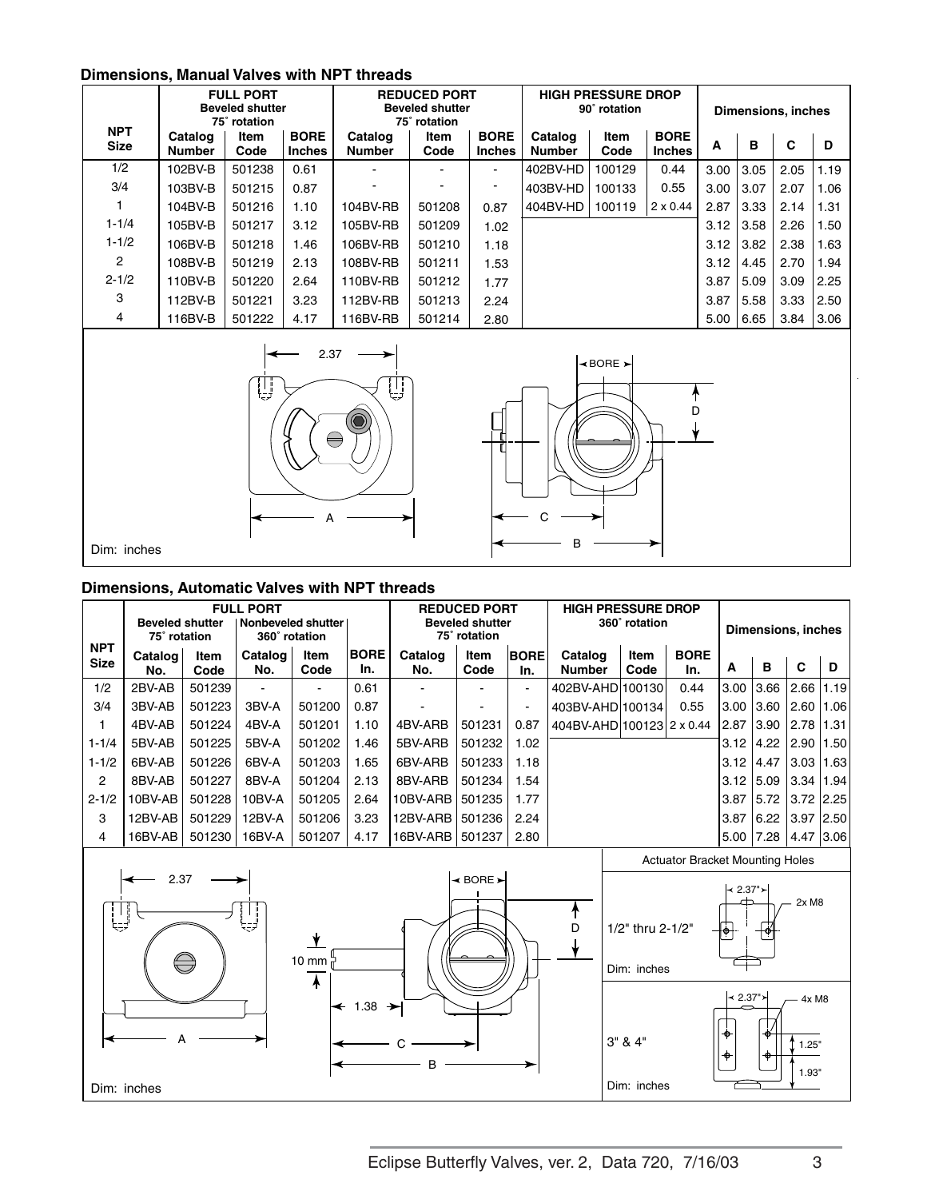### Dimensions, Manual Valves with NPT threads

| NPT Size | FULL PORT Beveled shutter 75˚ rotation | | | REDUCED PORT Beveled shutter 75˚ rotation | | | HIGH PRESSURE DROP 90˚ rotation | | | Dimensions, inches | | | |
|---|---|---|---|---|---|---|---|---|---|---|---|---|---|
| | Catalog Number | Item Code | BORE Inches | Catalog Number | Item Code | BORE Inches | Catalog Number | Item Code | BORE Inches | A | B | C | D |
| 1/2 | 102BV-B | 501238 | 0.61 | - | - | - | 402BV-HD | 100129 | 0.44 | 3.00 | 3.05 | 2.05 | 1.19 |
| 3/4 | 103BV-B | 501215 | 0.87 | - | - | - | 403BV-HD | 100133 | 0.55 | 3.00 | 3.07 | 2.07 | 1.06 |
| 1 | 104BV-B | 501216 | 1.10 | 104BV-RB | 501208 | 0.87 | 404BV-HD | 100119 | 2 x 0.44 | 2.87 | 3.33 | 2.14 | 1.31 |
| 1-1/4 | 105BV-B | 501217 | 3.12 | 105BV-RB | 501209 | 1.02 | | | | 3.12 | 3.58 | 2.26 | 1.50 |
| 1-1/2 | 106BV-B | 501218 | 1.46 | 106BV-RB | 501210 | 1.18 | | | | 3.12 | 3.82 | 2.38 | 1.63 |
| 2 | 108BV-B | 501219 | 2.13 | 108BV-RB | 501211 | 1.53 | | | | 3.12 | 4.45 | 2.70 | 1.94 |
| 2-1/2 | 110BV-B | 501220 | 2.64 | 110BV-RB | 501212 | 1.77 | | | | 3.87 | 5.09 | 3.09 | 2.25 |
| 3 | 112BV-B | 501221 | 3.23 | 112BV-RB | 501213 | 2.24 | | | | 3.87 | 5.58 | 3.33 | 2.50 |
| 4 | 116BV-B | 501222 | 4.17 | 116BV-RB | 501214 | 2.80 | | | | 5.00 | 6.65 | 3.84 | 3.06 |

2.37 — BORE — D — A — C — B

Dim: inches

### Dimensions, Automatic Valves with NPT threads

| NPT Size | FULL PORT Beveled shutter 75˚ rotation | | FULL PORT Nonbeveled shutter 360˚ rotation | | | REDUCED PORT Beveled shutter 75˚ rotation | | | HIGH PRESSURE DROP 360˚ rotation | | | Dimensions, inches | | | |
|---|---|---|---|---|---|---|---|---|---|---|---|---|---|---|---|
| | Catalog No. | Item Code | Catalog No. | Item Code | BORE In. | Catalog No. | Item Code | BORE In. | Catalog Number | Item Code | BORE In. | A | B | C | D |
| 1/2 | 2BV-AB | 501239 | - | - | 0.61 | - | - | - | 402BV-AHD | 100130 | 0.44 | 3.00 | 3.66 | 2.66 | 1.19 |
| 3/4 | 3BV-AB | 501223 | 3BV-A | 501200 | 0.87 | - | - | - | 403BV-AHD | 100134 | 0.55 | 3.00 | 3.60 | 2.60 | 1.06 |
| 1 | 4BV-AB | 501224 | 4BV-A | 501201 | 1.10 | 4BV-ARB | 501231 | 0.87 | 404BV-AHD | 100123 | 2 x 0.44 | 2.87 | 3.90 | 2.78 | 1.31 |
| 1-1/4 | 5BV-AB | 501225 | 5BV-A | 501202 | 1.46 | 5BV-ARB | 501232 | 1.02 | | | | 3.12 | 4.22 | 2.90 | 1.50 |
| 1-1/2 | 6BV-AB | 501226 | 6BV-A | 501203 | 1.65 | 6BV-ARB | 501233 | 1.18 | | | | 3.12 | 4.47 | 3.03 | 1.63 |
| 2 | 8BV-AB | 501227 | 8BV-A | 501204 | 2.13 | 8BV-ARB | 501234 | 1.54 | | | | 3.12 | 5.09 | 3.34 | 1.94 |
| 2-1/2 | 10BV-AB | 501228 | 10BV-A | 501205 | 2.64 | 10BV-ARB | 501235 | 1.77 | | | | 3.87 | 5.72 | 3.72 | 2.25 |
| 3 | 12BV-AB | 501229 | 12BV-A | 501206 | 3.23 | 12BV-ARB | 501236 | 2.24 | | | | 3.87 | 6.22 | 3.97 | 2.50 |
| 4 | 16BV-AB | 501230 | 16BV-A | 501207 | 4.17 | 16BV-ARB | 501237 | 2.80 | | | | 5.00 | 7.28 | 4.47 | 3.06 |

2.37 — 10 mm — 1.38 — BORE — D — A — C — B

Dim: inches

**Actuator Bracket Mounting Holes**

1/2" thru 2-1/2" — 2.37" — 2x M8

Dim: inches

3" & 4" — 2.37" — 4x M8 — 1.25" — 1.93"

Dim: inches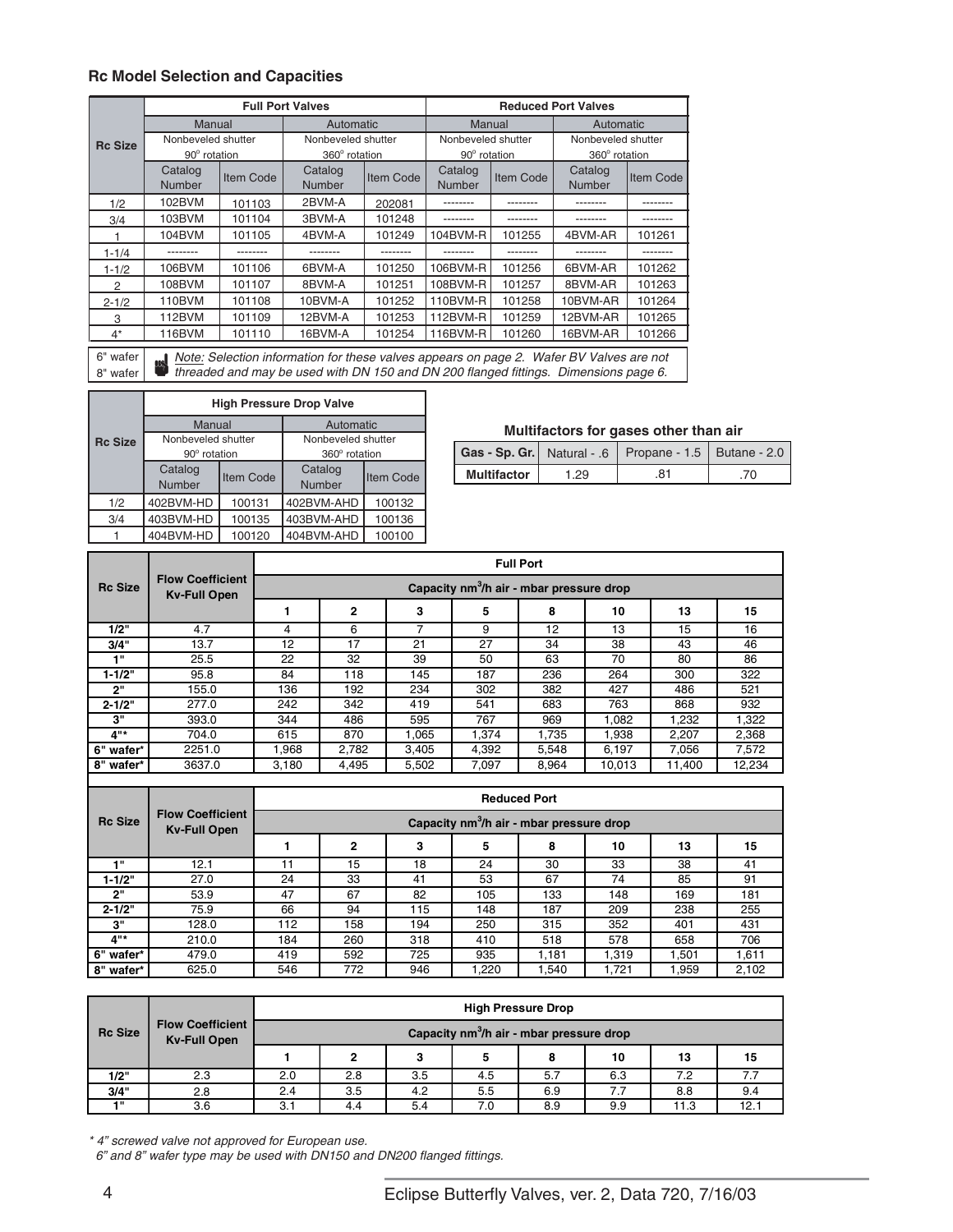### Rc Model Selection and Capacities

| Rc Size | Full Port Valves | | | | Reduced Port Valves | | | |
|---|---|---|---|---|---|---|---|---|
| | Manual | | Automatic | | Manual | | Automatic | |
| | Nonbeveled shutter 90° rotation | | Nonbeveled shutter 360° rotation | | Nonbeveled shutter 90° rotation | | Nonbeveled shutter 360° rotation | |
| | Catalog Number | Item Code | Catalog Number | Item Code | Catalog Number | Item Code | Catalog Number | Item Code |
| 1/2 | 102BVM | 101103 | 2BVM-A | 202081 | -------- | -------- | -------- | -------- |
| 3/4 | 103BVM | 101104 | 3BVM-A | 101248 | -------- | -------- | -------- | -------- |
| 1 | 104BVM | 101105 | 4BVM-A | 101249 | 104BVM-R | 101255 | 4BVM-AR | 101261 |
| 1-1/4 | -------- | -------- | -------- | -------- | -------- | -------- | -------- | -------- |
| 1-1/2 | 106BVM | 101106 | 6BVM-A | 101250 | 106BVM-R | 101256 | 6BVM-AR | 101262 |
| 2 | 108BVM | 101107 | 8BVM-A | 101251 | 108BVM-R | 101257 | 8BVM-AR | 101263 |
| 2-1/2 | 110BVM | 101108 | 10BVM-A | 101252 | 110BVM-R | 101258 | 10BVM-AR | 101264 |
| 3 | 112BVM | 101109 | 12BVM-A | 101253 | 112BVM-R | 101259 | 12BVM-AR | 101265 |
| 4* | 116BVM | 101110 | 16BVM-A | 101254 | 116BVM-R | 101260 | 16BVM-AR | 101266 |

6" wafer / 8" wafer — *Note: Selection information for these valves appears on page 2. Wafer BV Valves are not threaded and may be used with DN 150 and DN 200 flanged fittings. Dimensions page 6.*

| Rc Size | High Pressure Drop Valve | | | |
|---|---|---|---|---|
| | Manual | | Automatic | |
| | Nonbeveled shutter 90° rotation | | Nonbeveled shutter 360° rotation | |
| | Catalog Number | Item Code | Catalog Number | Item Code |
| 1/2 | 402BVM-HD | 100131 | 402BVM-AHD | 100132 |
| 3/4 | 403BVM-HD | 100135 | 403BVM-AHD | 100136 |
| 1 | 404BVM-HD | 100120 | 404BVM-AHD | 100100 |

**Multifactors for gases other than air**

| Gas - Sp. Gr. | Natural - .6 | Propane - 1.5 | Butane - 2.0 |
|---|---|---|---|
| Multifactor | 1.29 | .81 | .70 |

| Rc Size | Flow Coefficient Kv-Full Open | Full Port | | | | | | | |
|---|---|---|---|---|---|---|---|---|---|
| | | Capacity nm³/h air - mbar pressure drop | | | | | | | |
| | | 1 | 2 | 3 | 5 | 8 | 10 | 13 | 15 |
| 1/2" | 4.7 | 4 | 6 | 7 | 9 | 12 | 13 | 15 | 16 |
| 3/4" | 13.7 | 12 | 17 | 21 | 27 | 34 | 38 | 43 | 46 |
| 1" | 25.5 | 22 | 32 | 39 | 50 | 63 | 70 | 80 | 86 |
| 1-1/2" | 95.8 | 84 | 118 | 145 | 187 | 236 | 264 | 300 | 322 |
| 2" | 155.0 | 136 | 192 | 234 | 302 | 382 | 427 | 486 | 521 |
| 2-1/2" | 277.0 | 242 | 342 | 419 | 541 | 683 | 763 | 868 | 932 |
| 3" | 393.0 | 344 | 486 | 595 | 767 | 969 | 1,082 | 1,232 | 1,322 |
| 4"* | 704.0 | 615 | 870 | 1,065 | 1,374 | 1,735 | 1,938 | 2,207 | 2,368 |
| 6" wafer* | 2251.0 | 1,968 | 2,782 | 3,405 | 4,392 | 5,548 | 6,197 | 7,056 | 7,572 |
| 8" wafer* | 3637.0 | 3,180 | 4,495 | 5,502 | 7,097 | 8,964 | 10,013 | 11,400 | 12,234 |

| Rc Size | Flow Coefficient Kv-Full Open | Reduced Port | | | | | | | |
|---|---|---|---|---|---|---|---|---|---|
| | | Capacity nm³/h air - mbar pressure drop | | | | | | | |
| | | 1 | 2 | 3 | 5 | 8 | 10 | 13 | 15 |
| 1" | 12.1 | 11 | 15 | 18 | 24 | 30 | 33 | 38 | 41 |
| 1-1/2" | 27.0 | 24 | 33 | 41 | 53 | 67 | 74 | 85 | 91 |
| 2" | 53.9 | 47 | 67 | 82 | 105 | 133 | 148 | 169 | 181 |
| 2-1/2" | 75.9 | 66 | 94 | 115 | 148 | 187 | 209 | 238 | 255 |
| 3" | 128.0 | 112 | 158 | 194 | 250 | 315 | 352 | 401 | 431 |
| 4"* | 210.0 | 184 | 260 | 318 | 410 | 518 | 578 | 658 | 706 |
| 6" wafer* | 479.0 | 419 | 592 | 725 | 935 | 1,181 | 1,319 | 1,501 | 1,611 |
| 8" wafer* | 625.0 | 546 | 772 | 946 | 1,220 | 1,540 | 1,721 | 1,959 | 2,102 |

| Rc Size | Flow Coefficient Kv-Full Open | High Pressure Drop | | | | | | | |
|---|---|---|---|---|---|---|---|---|---|
| | | Capacity nm³/h air - mbar pressure drop | | | | | | | |
| | | 1 | 2 | 3 | 5 | 8 | 10 | 13 | 15 |
| 1/2" | 2.3 | 2.0 | 2.8 | 3.5 | 4.5 | 5.7 | 6.3 | 7.2 | 7.7 |
| 3/4" | 2.8 | 2.4 | 3.5 | 4.2 | 5.5 | 6.9 | 7.7 | 8.8 | 9.4 |
| 1" | 3.6 | 3.1 | 4.4 | 5.4 | 7.0 | 8.9 | 9.9 | 11.3 | 12.1 |

*\* 4" screwed valve not approved for European use.*
*6" and 8" wafer type may be used with DN150 and DN200 flanged fittings.*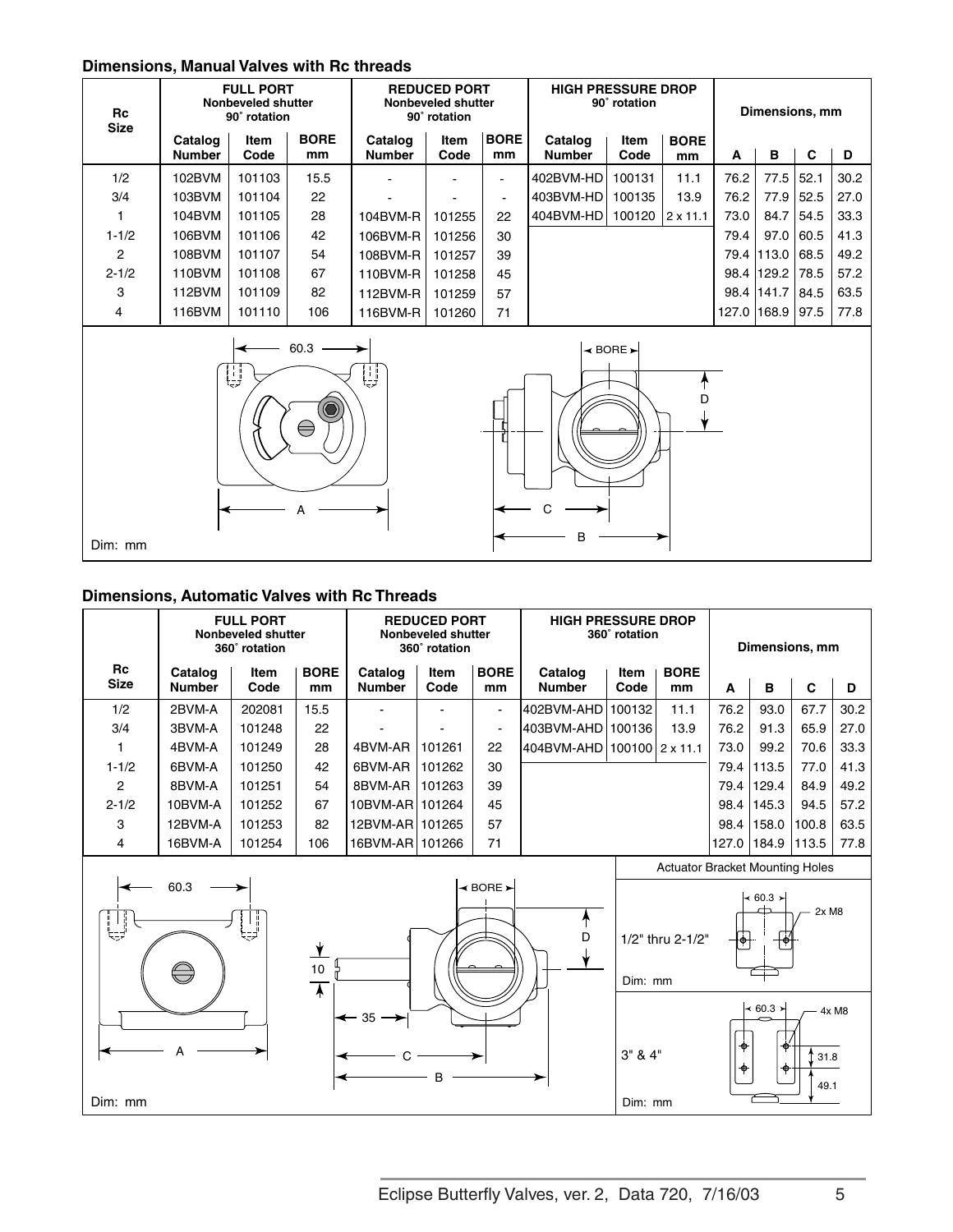## Dimensions, Manual Valves with Rc threads

| Rc Size | FULL PORT Nonbeveled shutter 90° rotation | | | REDUCED PORT Nonbeveled shutter 90° rotation | | | HIGH PRESSURE DROP 90° rotation | | | Dimensions, mm | | | |
|---|---|---|---|---|---|---|---|---|---|---|---|---|---|
| | Catalog Number | Item Code | BORE mm | Catalog Number | Item Code | BORE mm | Catalog Number | Item Code | BORE mm | A | B | C | D |
| 1/2 | 102BVM | 101103 | 15.5 | - | - | - | 402BVM-HD | 100131 | 11.1 | 76.2 | 77.5 | 52.1 | 30.2 |
| 3/4 | 103BVM | 101104 | 22 | - | - | - | 403BVM-HD | 100135 | 13.9 | 76.2 | 77.9 | 52.5 | 27.0 |
| 1 | 104BVM | 101105 | 28 | 104BVM-R | 101255 | 22 | 404BVM-HD | 100120 | 2 x 11.1 | 73.0 | 84.7 | 54.5 | 33.3 |
| 1-1/2 | 106BVM | 101106 | 42 | 106BVM-R | 101256 | 30 | | | | 79.4 | 97.0 | 60.5 | 41.3 |
| 2 | 108BVM | 101107 | 54 | 108BVM-R | 101257 | 39 | | | | 79.4 | 113.0 | 68.5 | 49.2 |
| 2-1/2 | 110BVM | 101108 | 67 | 110BVM-R | 101258 | 45 | | | | 98.4 | 129.2 | 78.5 | 57.2 |
| 3 | 112BVM | 101109 | 82 | 112BVM-R | 101259 | 57 | | | | 98.4 | 141.7 | 84.5 | 63.5 |
| 4 | 116BVM | 101110 | 106 | 116BVM-R | 101260 | 71 | | | | 127.0 | 168.9 | 97.5 | 77.8 |

60.3 — A — BORE — D — C — B

Dim: mm

## Dimensions, Automatic Valves with Rc Threads

| Rc Size | FULL PORT Nonbeveled shutter 360° rotation | | | REDUCED PORT Nonbeveled shutter 360° rotation | | | HIGH PRESSURE DROP 360° rotation | | | Dimensions, mm | | | |
|---|---|---|---|---|---|---|---|---|---|---|---|---|---|
| | Catalog Number | Item Code | BORE mm | Catalog Number | Item Code | BORE mm | Catalog Number | Item Code | BORE mm | A | B | C | D |
| 1/2 | 2BVM-A | 202081 | 15.5 | - | - | - | 402BVM-AHD | 100132 | 11.1 | 76.2 | 93.0 | 67.7 | 30.2 |
| 3/4 | 3BVM-A | 101248 | 22 | - | - | - | 403BVM-AHD | 100136 | 13.9 | 76.2 | 91.3 | 65.9 | 27.0 |
| 1 | 4BVM-A | 101249 | 28 | 4BVM-AR | 101261 | 22 | 404BVM-AHD | 100100 | 2 x 11.1 | 73.0 | 99.2 | 70.6 | 33.3 |
| 1-1/2 | 6BVM-A | 101250 | 42 | 6BVM-AR | 101262 | 30 | | | | 79.4 | 113.5 | 77.0 | 41.3 |
| 2 | 8BVM-A | 101251 | 54 | 8BVM-AR | 101263 | 39 | | | | 79.4 | 129.4 | 84.9 | 49.2 |
| 2-1/2 | 10BVM-A | 101252 | 67 | 10BVM-AR | 101264 | 45 | | | | 98.4 | 145.3 | 94.5 | 57.2 |
| 3 | 12BVM-A | 101253 | 82 | 12BVM-AR | 101265 | 57 | | | | 98.4 | 158.0 | 100.8 | 63.5 |
| 4 | 16BVM-A | 101254 | 106 | 16BVM-AR | 101266 | 71 | | | | 127.0 | 184.9 | 113.5 | 77.8 |

60.3 — A — 10 — 35 — C — B — BORE — D

Dim: mm

**Actuator Bracket Mounting Holes**

1/2" thru 2-1/2": 60.3, 2x M8

Dim: mm

3" & 4": 60.3, 4x M8, 31.8, 49.1

Dim: mm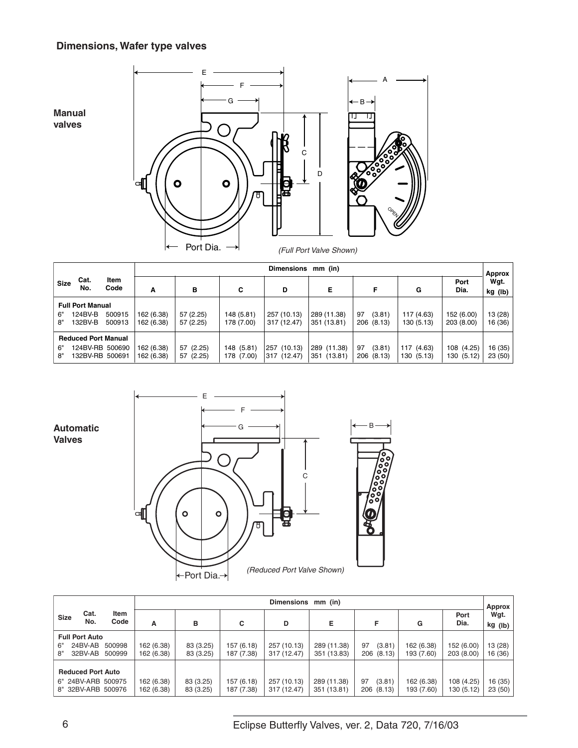## Dimensions, Wafer type valves

**Manual valves**

*(Full Port Valve Shown)*

| Size | Cat. No. | Item Code | Dimensions mm (in) | | | | | | | | | Approx Wgt. |
|---|---|---|---|---|---|---|---|---|---|---|---|---|
| | | | A | B | C | D | E | F | G | Port Dia. | | kg (lb) |
| **Full Port Manual** | | | | | | | | | | | | |
| 6" | 124BV-B | 500915 | 162 (6.38) | 57 (2.25) | 148 (5.81) | 257 (10.13) | 289 (11.38) | 97 (3.81) | 117 (4.63) | 152 (6.00) | | 13 (28) |
| 8" | 132BV-B | 500913 | 162 (6.38) | 57 (2.25) | 178 (7.00) | 317 (12.47) | 351 (13.81) | 206 (8.13) | 130 (5.13) | 203 (8.00) | | 16 (36) |
| **Reduced Port Manual** | | | | | | | | | | | | |
| 6" | 124BV-RB | 500690 | 162 (6.38) | 57 (2.25) | 148 (5.81) | 257 (10.13) | 289 (11.38) | 97 (3.81) | 117 (4.63) | 108 (4.25) | | 16 (35) |
| 8" | 132BV-RB | 500691 | 162 (6.38) | 57 (2.25) | 178 (7.00) | 317 (12.47) | 351 (13.81) | 206 (8.13) | 130 (5.13) | 130 (5.12) | | 23 (50) |

**Automatic Valves**

*(Reduced Port Valve Shown)*

| Size | Cat. No. | Item Code | Dimensions mm (in) | | | | | | | | Approx Wgt. |
|---|---|---|---|---|---|---|---|---|---|---|---|
| | | | A | B | C | D | E | F | G | Port Dia. | kg (lb) |
| **Full Port Auto** | | | | | | | | | | | |
| 6" | 24BV-AB | 500998 | 162 (6.38) | 83 (3.25) | 157 (6.18) | 257 (10.13) | 289 (11.38) | 97 (3.81) | 162 (6.38) | 152 (6.00) | 13 (28) |
| 8" | 32BV-AB | 500999 | 162 (6.38) | 83 (3.25) | 187 (7.38) | 317 (12.47) | 351 (13.83) | 206 (8.13) | 193 (7.60) | 203 (8.00) | 16 (36) |
| **Reduced Port Auto** | | | | | | | | | | | |
| 6" | 24BV-ARB | 500975 | 162 (6.38) | 83 (3.25) | 157 (6.18) | 257 (10.13) | 289 (11.38) | 97 (3.81) | 162 (6.38) | 108 (4.25) | 16 (35) |
| 8" | 32BV-ARB | 500976 | 162 (6.38) | 83 (3.25) | 187 (7.38) | 317 (12.47) | 351 (13.81) | 206 (8.13) | 193 (7.60) | 130 (5.12) | 23 (50) |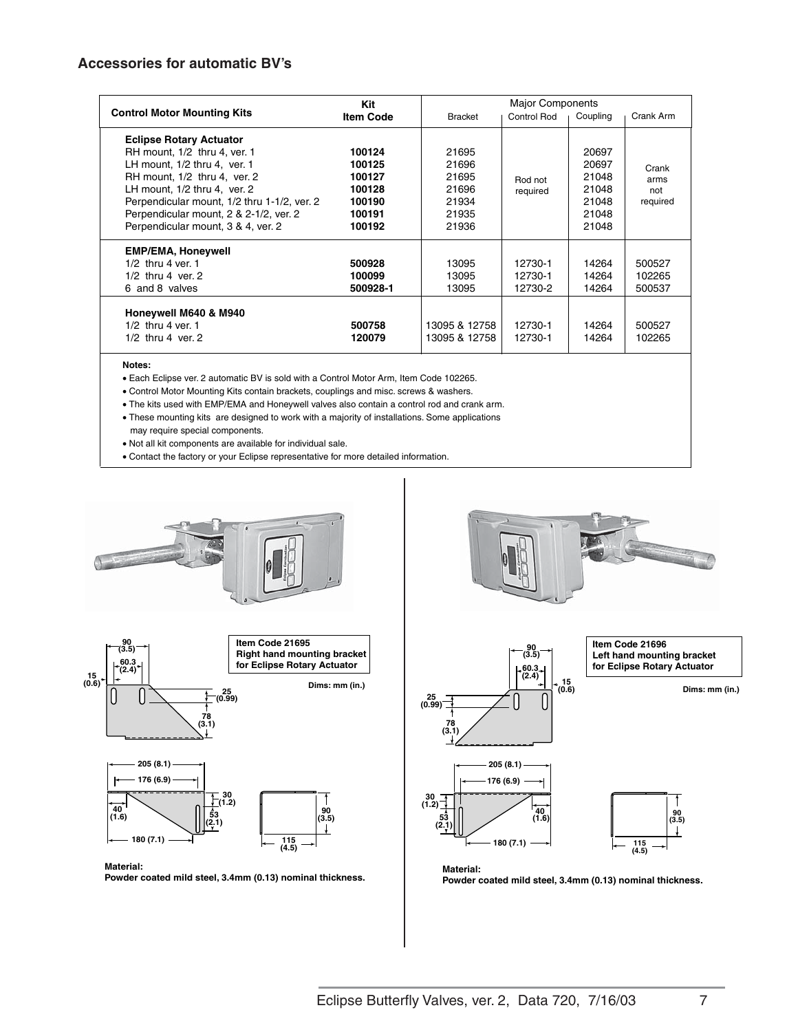## Accessories for automatic BV's

| Control Motor Mounting Kits | Kit Item Code | Major Components | | | |
|---|---|---|---|---|---|
| | | Bracket | Control Rod | Coupling | Crank Arm |
| **Eclipse Rotary Actuator** | | | | | |
| RH mount, 1/2 thru 4, ver. 1 | **100124** | 21695 | Rod not required | 20697 | Crank arms not required |
| LH mount, 1/2 thru 4, ver. 1 | **100125** | 21696 | | 20697 | |
| RH mount, 1/2 thru 4, ver. 2 | **100127** | 21695 | | 21048 | |
| LH mount, 1/2 thru 4, ver. 2 | **100128** | 21696 | | 21048 | |
| Perpendicular mount, 1/2 thru 1-1/2, ver. 2 | **100190** | 21934 | | 21048 | |
| Perpendicular mount, 2 & 2-1/2, ver. 2 | **100191** | 21935 | | 21048 | |
| Perpendicular mount, 3 & 4, ver. 2 | **100192** | 21936 | | 21048 | |
| **EMP/EMA, Honeywell** | | | | | |
| 1/2 thru 4 ver. 1 | **500928** | 13095 | 12730-1 | 14264 | 500527 |
| 1/2 thru 4 ver. 2 | **100099** | 13095 | 12730-1 | 14264 | 102265 |
| 6 and 8 valves | **500928-1** | 13095 | 12730-2 | 14264 | 500537 |
| **Honeywell M640 & M940** | | | | | |
| 1/2 thru 4 ver. 1 | **500758** | 13095 & 12758 | 12730-1 | 14264 | 500527 |
| 1/2 thru 4 ver. 2 | **120079** | 13095 & 12758 | 12730-1 | 14264 | 102265 |

**Notes:**

- Each Eclipse ver. 2 automatic BV is sold with a Control Motor Arm, Item Code 102265.
- Control Motor Mounting Kits contain brackets, couplings and misc. screws & washers.
- The kits used with EMP/EMA and Honeywell valves also contain a control rod and crank arm.
- These mounting kits are designed to work with a majority of installations. Some applications may require special components.
- Not all kit components are available for individual sale.
- Contact the factory or your Eclipse representative for more detailed information.

**Item Code 21695**
**Right hand mounting bracket for Eclipse Rotary Actuator**

**Dims: mm (in.)**

90 (3.5), 60.3 (2.4), 15 (0.6), 25 (0.99), 78 (3.1), 205 (8.1), 176 (6.9), 30 (1.2), 40 (1.6), 53 (2.1), 180 (7.1), 90 (3.5), 115 (4.5)

**Material:**
**Powder coated mild steel, 3.4mm (0.13) nominal thickness.**

**Item Code 21696**
**Left hand mounting bracket for Eclipse Rotary Actuator**

**Dims: mm (in.)**

90 (3.5), 60.3 (2.4), 15 (0.6), 25 (0.99), 78 (3.1), 205 (8.1), 176 (6.9), 30 (1.2), 40 (1.6), 53 (2.1), 180 (7.1), 90 (3.5), 115 (4.5)

**Material:**
**Powder coated mild steel, 3.4mm (0.13) nominal thickness.**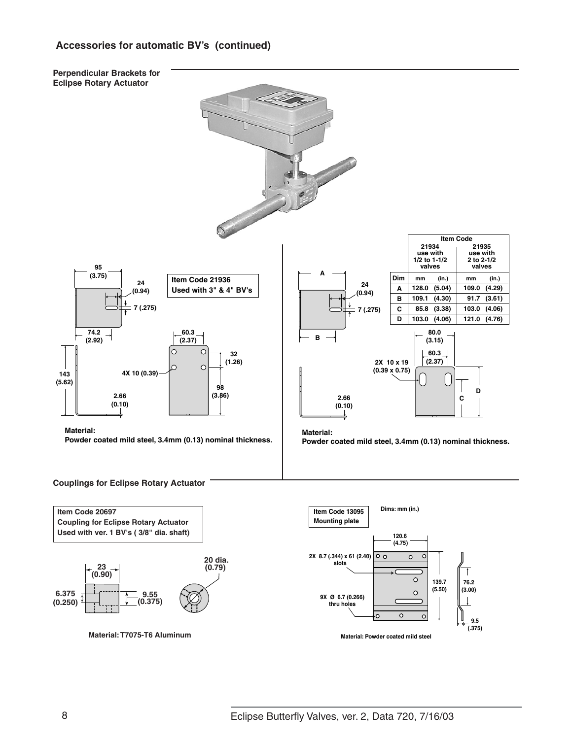## Accessories for automatic BV's (continued)

### Perpendicular Brackets for Eclipse Rotary Actuator

**Item Code 21936**
**Used with 3" & 4" BV's**

95 (3.75)
24 (0.94)
7 (.275)
74.2 (2.92)
60.3 (2.37)
32 (1.26)
4X 10 (0.39)
143 (5.62)
98 (3.86)
2.66 (0.10)

**Material:**
**Powder coated mild steel, 3.4mm (0.13) nominal thickness.**

| | Item Code | | | |
|---|---|---|---|---|
| | 21934 use with 1/2 to 1-1/2 valves | | 21935 use with 2 to 2-1/2 valves | |
| Dim | mm | (in.) | mm | (in.) |
| A | 128.0 | (5.04) | 109.0 | (4.29) |
| B | 109.1 | (4.30) | 91.7 | (3.61) |
| C | 85.8 | (3.38) | 103.0 | (4.06) |
| D | 103.0 | (4.06) | 121.0 | (4.76) |

24 (0.94)
7 (.275)
80.0 (3.15)
60.3 (2.37)
2X 10 x 19 (0.39 x 0.75)
2.66 (0.10)

**Material:**
**Powder coated mild steel, 3.4mm (0.13) nominal thickness.**

### Couplings for Eclipse Rotary Actuator

**Item Code 20697**
**Coupling for Eclipse Rotary Actuator**
**Used with ver. 1 BV's ( 3/8" dia. shaft)**

23 (0.90)
6.375 (0.250)
9.55 (0.375)
20 dia. (0.79)

**Material: T7075-T6 Aluminum**

**Item Code 13095**
**Mounting plate**

Dims: mm (in.)

120.6 (4.75)
2X 8.7 (.344) x 61 (2.40) slots
9X Ø 6.7 (0.266) thru holes
139.7 (5.50)
76.2 (3.00)
9.5 (.375)

**Material: Powder coated mild steel**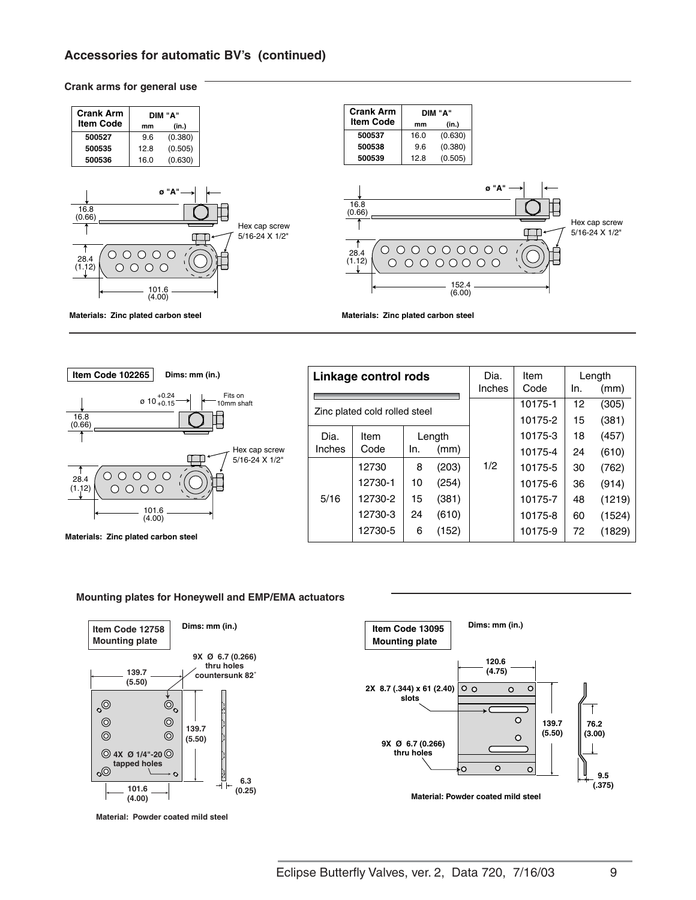## Accessories for automatic BV's (continued)

### Crank arms for general use

| Crank Arm Item Code | DIM "A" mm | DIM "A" (in.) |
|---|---|---|
| 500527 | 9.6 | (0.380) |
| 500535 | 12.8 | (0.505) |
| 500536 | 16.0 | (0.630) |

ø "A"

16.8 (0.66)

Hex cap screw 5/16-24 X 1/2"

28.4 (1.12)

101.6 (4.00)

**Materials: Zinc plated carbon steel**

| Crank Arm Item Code | DIM "A" mm | DIM "A" (in.) |
|---|---|---|
| 500537 | 16.0 | (0.630) |
| 500538 | 9.6 | (0.380) |
| 500539 | 12.8 | (0.505) |

ø "A"

16.8 (0.66)

Hex cap screw 5/16-24 X 1/2"

28.4 (1.12)

152.4 (6.00)

**Materials: Zinc plated carbon steel**

**Item Code 102265** Dims: mm (in.)

ø 10 $^{+0.24}_{+0.15}$ Fits on 10mm shaft

16.8 (0.66)

Hex cap screw 5/16-24 X 1/2"

28.4 (1.12)

101.6 (4.00)

**Materials: Zinc plated carbon steel**

### Linkage control rods

Zinc plated cold rolled steel

| Dia. Inches | Item Code | Length In. | Length (mm) |
|---|---|---|---|
| 5/16 | 12730 | 8 | (203) |
| | 12730-1 | 10 | (254) |
| | 12730-2 | 15 | (381) |
| | 12730-3 | 24 | (610) |
| | 12730-5 | 6 | (152) |

| Dia. Inches | Item Code | Length In. | Length (mm) |
|---|---|---|---|
| 1/2 | 10175-1 | 12 | (305) |
| | 10175-2 | 15 | (381) |
| | 10175-3 | 18 | (457) |
| | 10175-4 | 24 | (610) |
| | 10175-5 | 30 | (762) |
| | 10175-6 | 36 | (914) |
| | 10175-7 | 48 | (1219) |
| | 10175-8 | 60 | (1524) |
| | 10175-9 | 72 | (1829) |

### Mounting plates for Honeywell and EMP/EMA actuators

**Item Code 12758 Mounting plate** Dims: mm (in.)

9X Ø 6.7 (0.266) thru holes countersunk 82°

139.7 (5.50)

139.7 (5.50)

4X Ø 1/4"-20 tapped holes

101.6 (4.00)

6.3 (0.25)

**Material: Powder coated mild steel**

**Item Code 13095 Mounting plate** Dims: mm (in.)

120.6 (4.75)

2X 8.7 (.344) x 61 (2.40) slots

9X Ø 6.7 (0.266) thru holes

139.7 (5.50)

76.2 (3.00)

9.5 (.375)

**Material: Powder coated mild steel**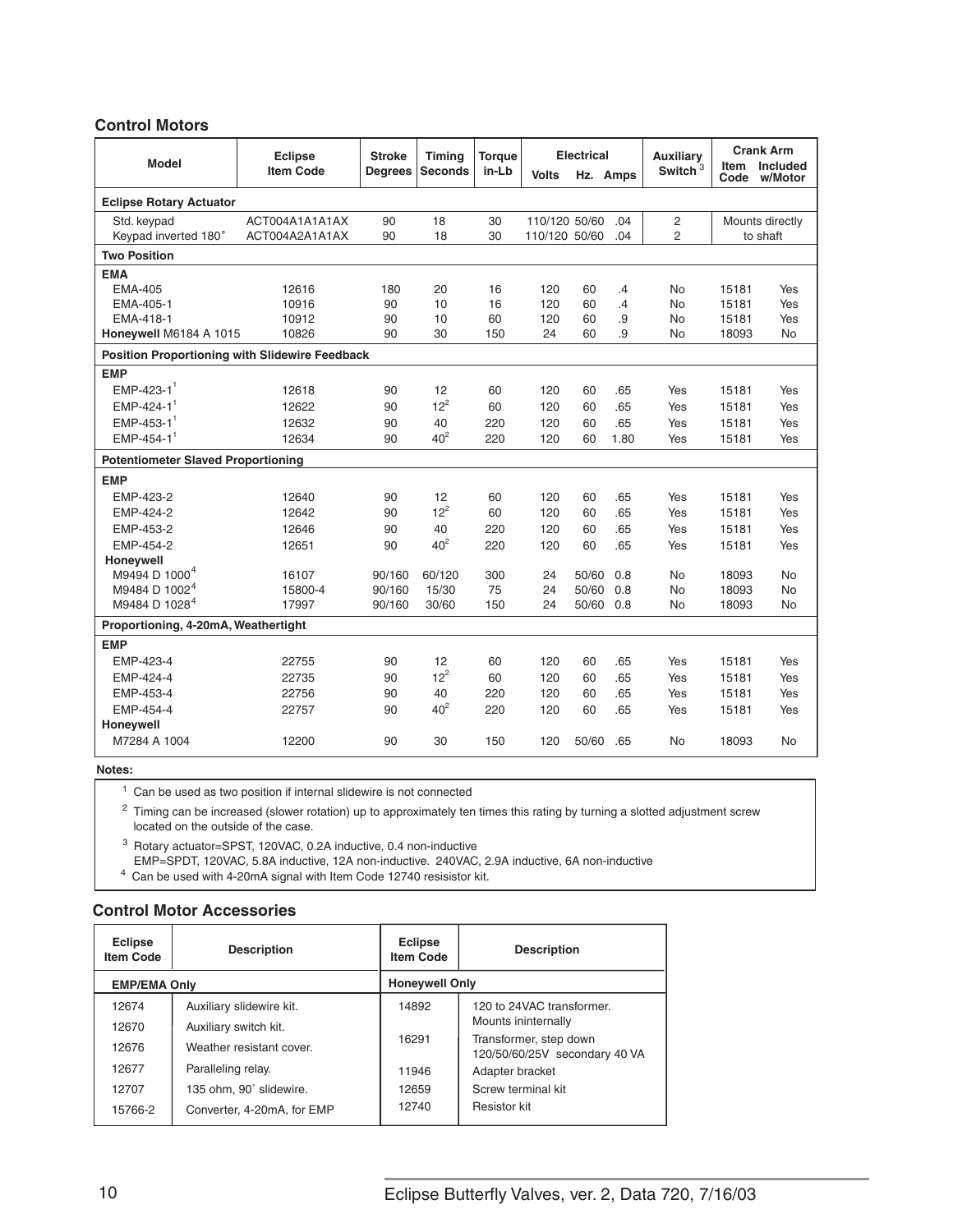### Control Motors

| Model | Eclipse Item Code | Stroke Degrees | Timing Seconds | Torque in-Lb | Electrical | | | Auxiliary Switch [3] | Crank Arm | |
|---|---|---|---|---|---|---|---|---|---|---|
| | | | | | Volts | Hz. | Amps | | Item Code | Included w/Motor |
| **Eclipse Rotary Actuator** | | | | | | | | | | |
| Std. keypad | ACT004A1A1A1AX | 90 | 18 | 30 | 110/120 | 50/60 | .04 | 2 | Mounts directly to shaft | |
| Keypad inverted 180˚ | ACT004A2A1A1AX | 90 | 18 | 30 | 110/120 | 50/60 | .04 | 2 | | |
| **Two Position** | | | | | | | | | | |
| **EMA** | | | | | | | | | | |
| EMA-405 | 12616 | 180 | 20 | 16 | 120 | 60 | .4 | No | 15181 | Yes |
| EMA-405-1 | 10916 | 90 | 10 | 16 | 120 | 60 | .4 | No | 15181 | Yes |
| EMA-418-1 | 10912 | 90 | 10 | 60 | 120 | 60 | .9 | No | 15181 | Yes |
| **Honeywell** M6184 A 1015 | 10826 | 90 | 30 | 150 | 24 | 60 | .9 | No | 18093 | No |
| **Position Proportioning with Slidewire Feedback** | | | | | | | | | | |
| **EMP** | | | | | | | | | | |
| EMP-423-1[1] | 12618 | 90 | 12 | 60 | 120 | 60 | .65 | Yes | 15181 | Yes |
| EMP-424-1[1] | 12622 | 90 | 12[2] | 60 | 120 | 60 | .65 | Yes | 15181 | Yes |
| EMP-453-1[1] | 12632 | 90 | 40 | 220 | 120 | 60 | .65 | Yes | 15181 | Yes |
| EMP-454-1[1] | 12634 | 90 | 40[2] | 220 | 120 | 60 | 1.80 | Yes | 15181 | Yes |
| **Potentiometer Slaved Proportioning** | | | | | | | | | | |
| **EMP** | | | | | | | | | | |
| EMP-423-2 | 12640 | 90 | 12 | 60 | 120 | 60 | .65 | Yes | 15181 | Yes |
| EMP-424-2 | 12642 | 90 | 12[2] | 60 | 120 | 60 | .65 | Yes | 15181 | Yes |
| EMP-453-2 | 12646 | 90 | 40 | 220 | 120 | 60 | .65 | Yes | 15181 | Yes |
| EMP-454-2 | 12651 | 90 | 40[2] | 220 | 120 | 60 | .65 | Yes | 15181 | Yes |
| **Honeywell** | | | | | | | | | | |
| M9494 D 1000[4] | 16107 | 90/160 | 60/120 | 300 | 24 | 50/60 | 0.8 | No | 18093 | No |
| M9484 D 1002[4] | 15800-4 | 90/160 | 15/30 | 75 | 24 | 50/60 | 0.8 | No | 18093 | No |
| M9484 D 1028[4] | 17997 | 90/160 | 30/60 | 150 | 24 | 50/60 | 0.8 | No | 18093 | No |
| **Proportioning, 4-20mA, Weathertight** | | | | | | | | | | |
| **EMP** | | | | | | | | | | |
| EMP-423-4 | 22755 | 90 | 12 | 60 | 120 | 60 | .65 | Yes | 15181 | Yes |
| EMP-424-4 | 22735 | 90 | 12[2] | 60 | 120 | 60 | .65 | Yes | 15181 | Yes |
| EMP-453-4 | 22756 | 90 | 40 | 220 | 120 | 60 | .65 | Yes | 15181 | Yes |
| EMP-454-4 | 22757 | 90 | 40[2] | 220 | 120 | 60 | .65 | Yes | 15181 | Yes |
| **Honeywell** | | | | | | | | | | |
| M7284 A 1004 | 12200 | 90 | 30 | 150 | 120 | 50/60 | .65 | No | 18093 | No |

**Notes:**

[1] Can be used as two position if internal slidewire is not connected

[2] Timing can be increased (slower rotation) up to approximately ten times this rating by turning a slotted adjustment screw located on the outside of the case.

[3] Rotary actuator=SPST, 120VAC, 0.2A inductive, 0.4 non-inductive
EMP=SPDT, 120VAC, 5.8A inductive, 12A non-inductive. 240VAC, 2.9A inductive, 6A non-inductive

[4] Can be used with 4-20mA signal with Item Code 12740 resisistor kit.

### Control Motor Accessories

| Eclipse Item Code | Description | Eclipse Item Code | Description |
|---|---|---|---|
| **EMP/EMA Only** | | **Honeywell Only** | |
| 12674 | Auxiliary slidewire kit. | 14892 | 120 to 24VAC transformer. Mounts ininternally |
| 12670 | Auxiliary switch kit. | | |
| 12676 | Weather resistant cover. | 16291 | Transformer, step down 120/50/60/25V secondary 40 VA |
| 12677 | Paralleling relay. | 11946 | Adapter bracket |
| 12707 | 135 ohm, 90˚ slidewire. | 12659 | Screw terminal kit |
| 15766-2 | Converter, 4-20mA, for EMP | 12740 | Resistor kit |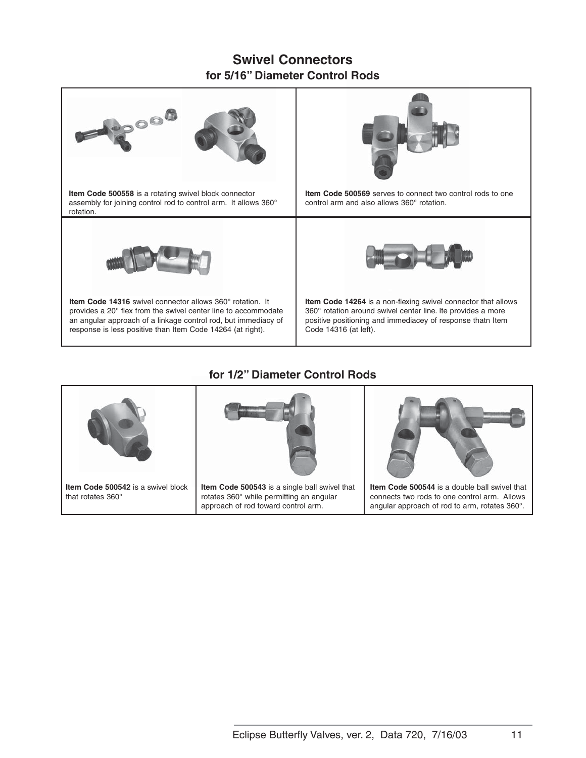## Swivel Connectors

### for 5/16" Diameter Control Rods

| | |
|---|---|
| **Item Code 500558** is a rotating swivel block connector assembly for joining control rod to control arm. It allows 360° rotation. | **Item Code 500569** serves to connect two control rods to one control arm and also allows 360° rotation. |
| **Item Code 14316** swivel connector allows 360° rotation. It provides a 20° flex from the swivel center line to accommodate an angular approach of a linkage control rod, but immediacy of response is less positive than Item Code 14264 (at right). | **Item Code 14264** is a non-flexing swivel connector that allows 360° rotation around swivel center line. Ite provides a more positive positioning and immediacey of response thatn Item Code 14316 (at left). |

### for 1/2" Diameter Control Rods

| | | |
|---|---|---|
| **Item Code 500542** is a swivel block that rotates 360° | **Item Code 500543** is a single ball swivel that rotates 360° while permitting an angular approach of rod toward control arm. | **Item Code 500544** is a double ball swivel that connects two rods to one control arm. Allows angular approach of rod to arm, rotates 360°. |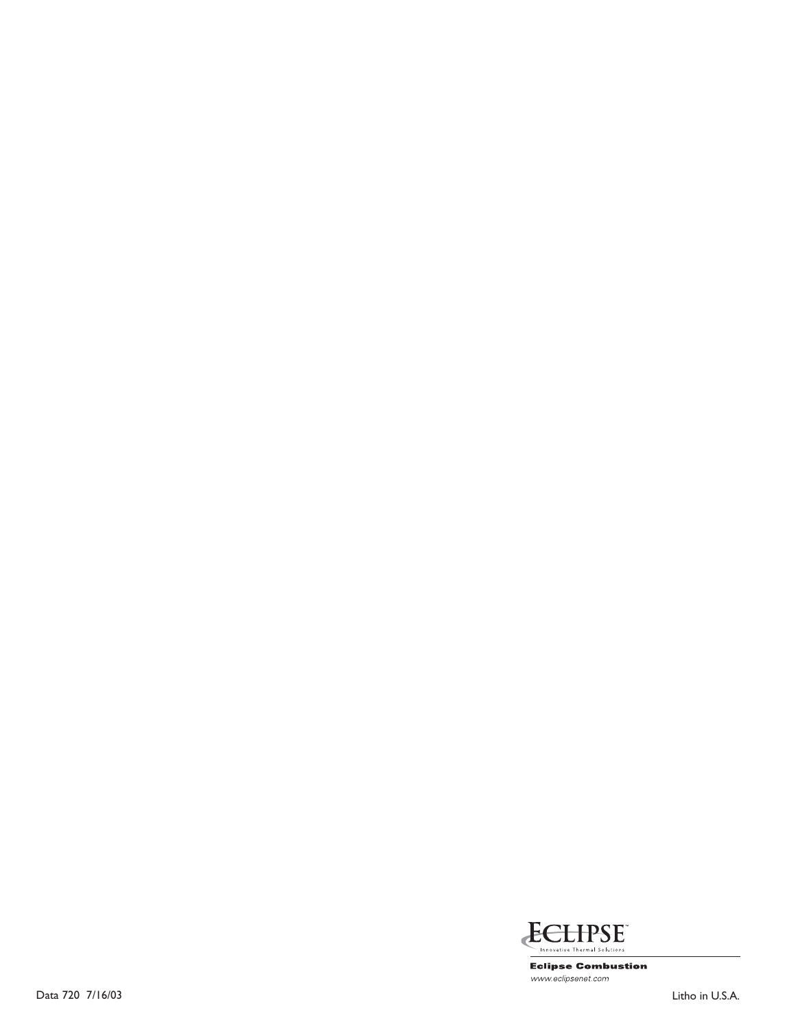ECLIPSE™

Innovative Thermal Solutions

**Eclipse Combustion**

*www.eclipsenet.com*

Data 720 7/16/03

Litho in U.S.A.